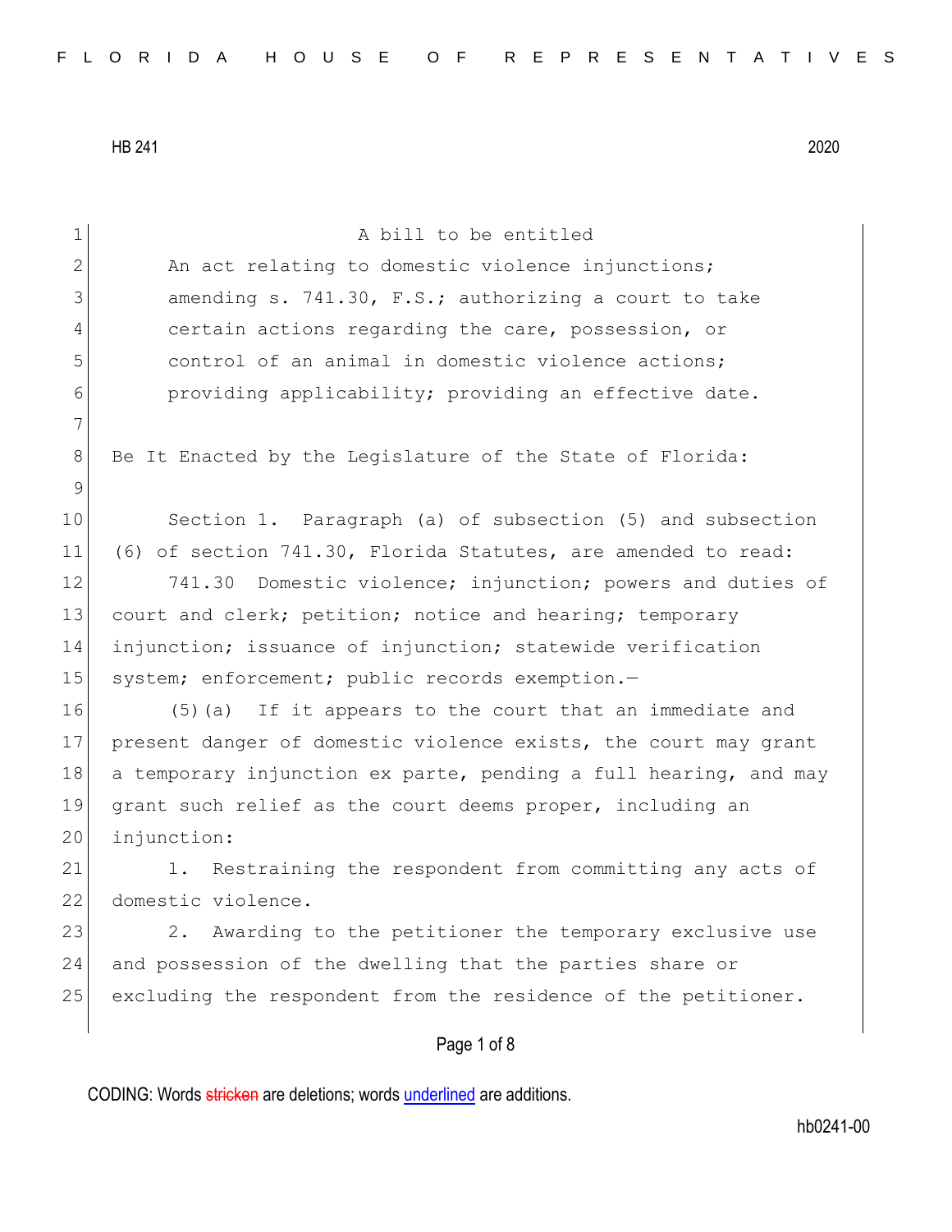HB 241 2020

A bill to be entitled

An act relating to domestic violence injunctions; amending s. 741.30, F.S.; authorizing a court to take certain actions regarding the care, possession, or control of an animal in domestic violence actions; providing applicability; providing an effective date.

Be It Enacted by the Legislature of the State of Florida:

Section 1. Paragraph (a) of subsection (5) and subsection (6) of section 741.30, Florida Statutes, are amended to read:

741.30 Domestic violence; injunction; powers and duties of court and clerk; petition; notice and hearing; temporary injunction; issuance of injunction; statewide verification system; enforcement; public records exemption.—

(5)(a) If it appears to the court that an immediate and present danger of domestic violence exists, the court may grant a temporary injunction ex parte, pending a full hearing, and may grant such relief as the court deems proper, including an injunction:

1. Restraining the respondent from committing any acts of domestic violence.

2. Awarding to the petitioner the temporary exclusive use and possession of the dwelling that the parties share or excluding the respondent from the residence of the petitioner.

CODING: Words ~~stricken~~ are deletions; words underlined are additions.

hb0241-00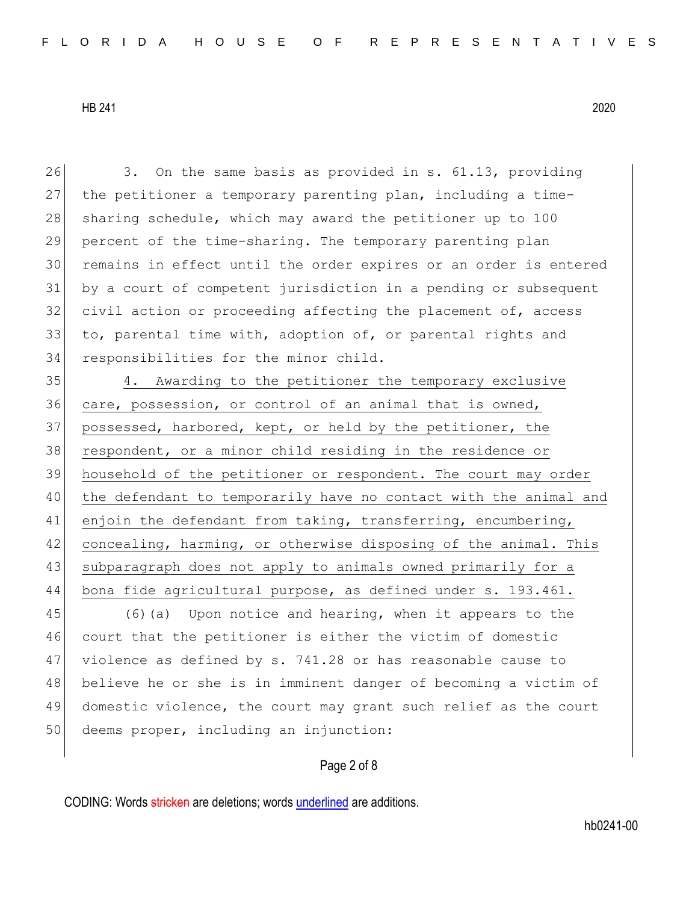3. On the same basis as provided in s. 61.13, providing the petitioner a temporary parenting plan, including a time-sharing schedule, which may award the petitioner up to 100 percent of the time-sharing. The temporary parenting plan remains in effect until the order expires or an order is entered by a court of competent jurisdiction in a pending or subsequent civil action or proceeding affecting the placement of, access to, parental time with, adoption of, or parental rights and responsibilities for the minor child.

<u>4. Awarding to the petitioner the temporary exclusive care, possession, or control of an animal that is owned, possessed, harbored, kept, or held by the petitioner, the respondent, or a minor child residing in the residence or household of the petitioner or respondent. The court may order the defendant to temporarily have no contact with the animal and enjoin the defendant from taking, transferring, encumbering, concealing, harming, or otherwise disposing of the animal. This subparagraph does not apply to animals owned primarily for a bona fide agricultural purpose, as defined under s. 193.461.</u>

(6)(a) Upon notice and hearing, when it appears to the court that the petitioner is either the victim of domestic violence as defined by s. 741.28 or has reasonable cause to believe he or she is in imminent danger of becoming a victim of domestic violence, the court may grant such relief as the court deems proper, including an injunction: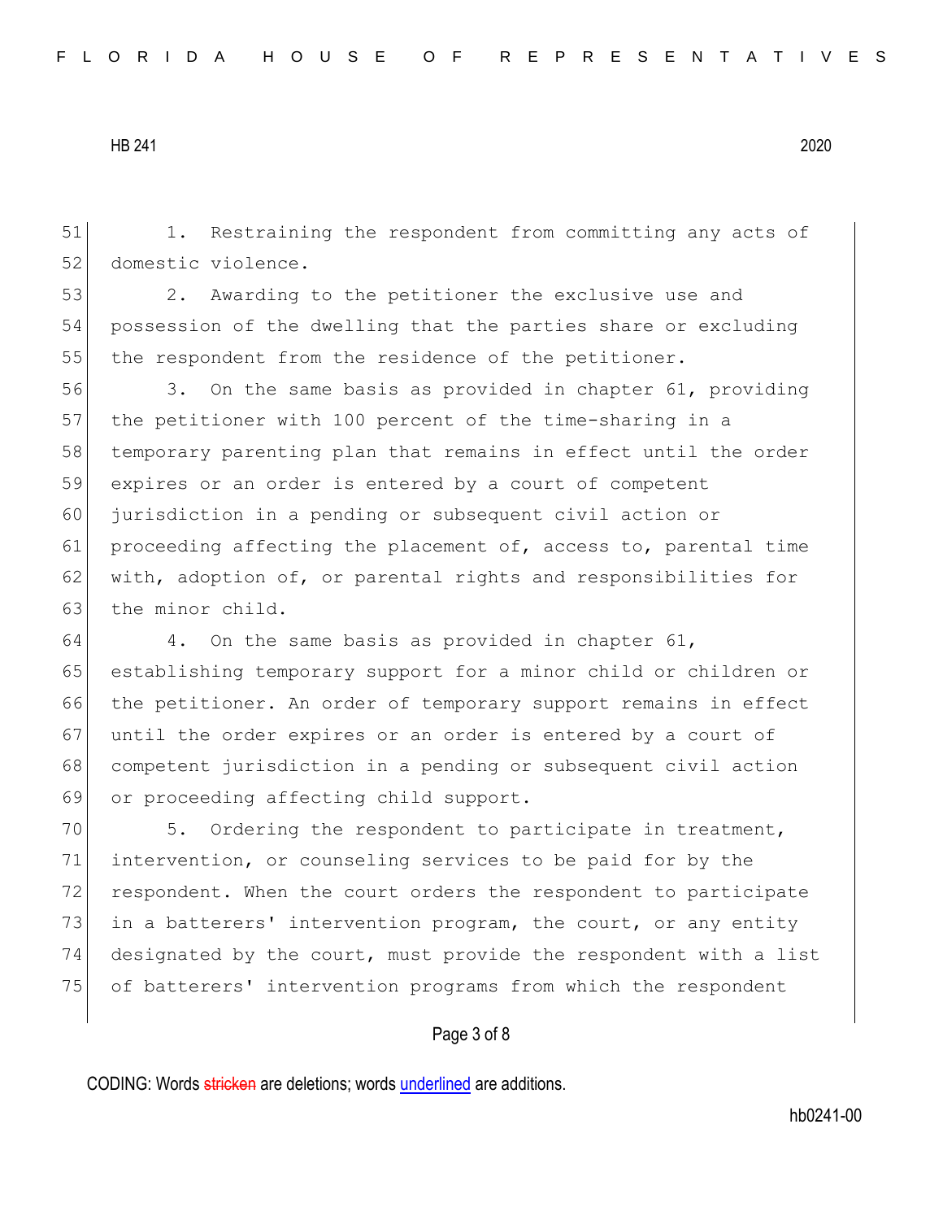1. Restraining the respondent from committing any acts of domestic violence.

2. Awarding to the petitioner the exclusive use and possession of the dwelling that the parties share or excluding the respondent from the residence of the petitioner.

3. On the same basis as provided in chapter 61, providing the petitioner with 100 percent of the time-sharing in a temporary parenting plan that remains in effect until the order expires or an order is entered by a court of competent jurisdiction in a pending or subsequent civil action or proceeding affecting the placement of, access to, parental time with, adoption of, or parental rights and responsibilities for the minor child.

4. On the same basis as provided in chapter 61, establishing temporary support for a minor child or children or the petitioner. An order of temporary support remains in effect until the order expires or an order is entered by a court of competent jurisdiction in a pending or subsequent civil action or proceeding affecting child support.

5. Ordering the respondent to participate in treatment, intervention, or counseling services to be paid for by the respondent. When the court orders the respondent to participate in a batterers' intervention program, the court, or any entity designated by the court, must provide the respondent with a list of batterers' intervention programs from which the respondent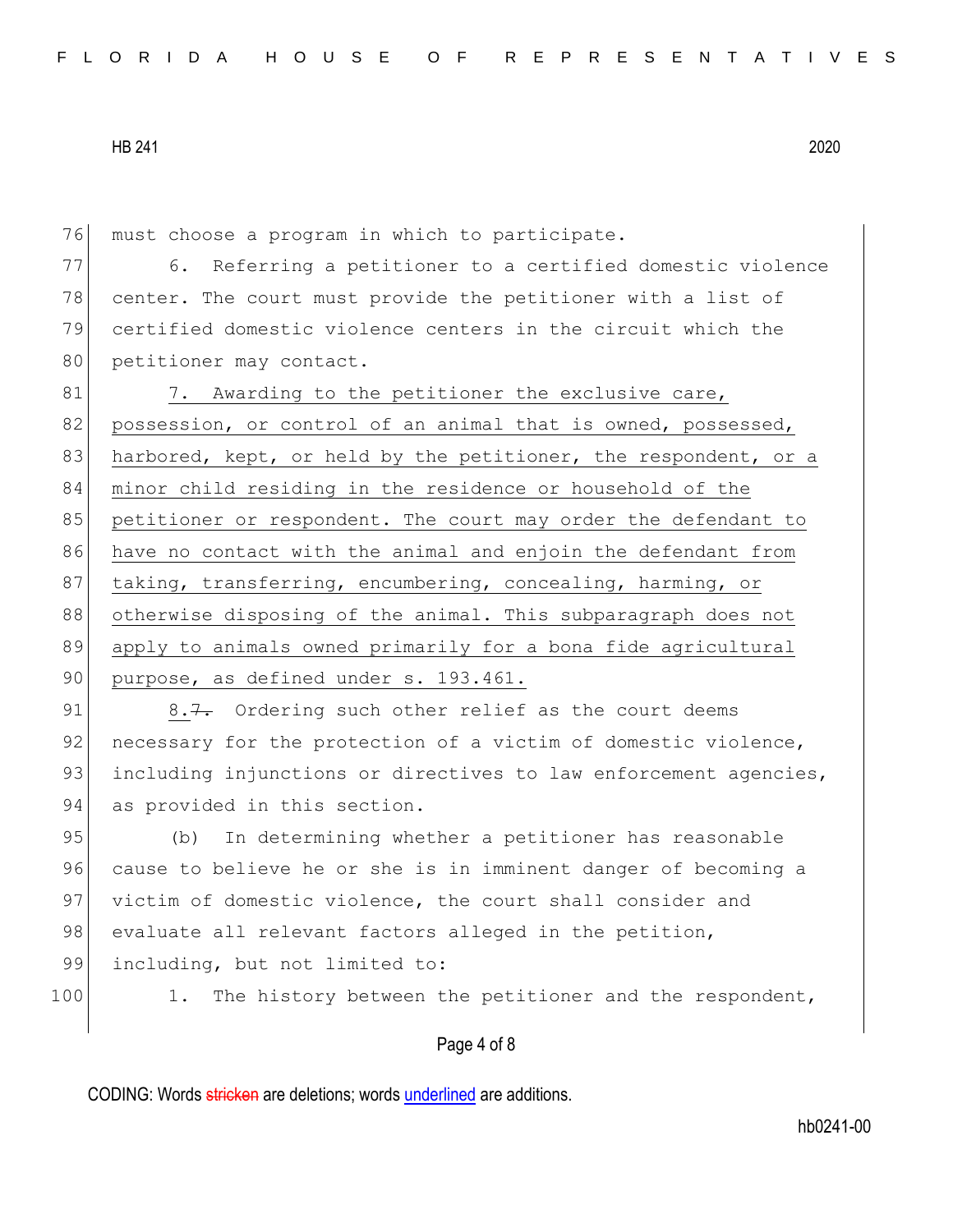76 must choose a program in which to participate.

77 6. Referring a petitioner to a certified domestic violence
78 center. The court must provide the petitioner with a list of
79 certified domestic violence centers in the circuit which the
80 petitioner may contact.

81 <u>7. Awarding to the petitioner the exclusive care,</u>
82 <u>possession, or control of an animal that is owned, possessed,</u>
83 <u>harbored, kept, or held by the petitioner, the respondent, or a</u>
84 <u>minor child residing in the residence or household of the</u>
85 <u>petitioner or respondent. The court may order the defendant to</u>
86 <u>have no contact with the animal and enjoin the defendant from</u>
87 <u>taking, transferring, encumbering, concealing, harming, or</u>
88 <u>otherwise disposing of the animal. This subparagraph does not</u>
89 <u>apply to animals owned primarily for a bona fide agricultural</u>
90 <u>purpose, as defined under s. 193.461.</u>

91 <u>8.</u>~~7.~~ Ordering such other relief as the court deems
92 necessary for the protection of a victim of domestic violence,
93 including injunctions or directives to law enforcement agencies,
94 as provided in this section.

95 (b) In determining whether a petitioner has reasonable
96 cause to believe he or she is in imminent danger of becoming a
97 victim of domestic violence, the court shall consider and
98 evaluate all relevant factors alleged in the petition,
99 including, but not limited to:

100 1. The history between the petitioner and the respondent,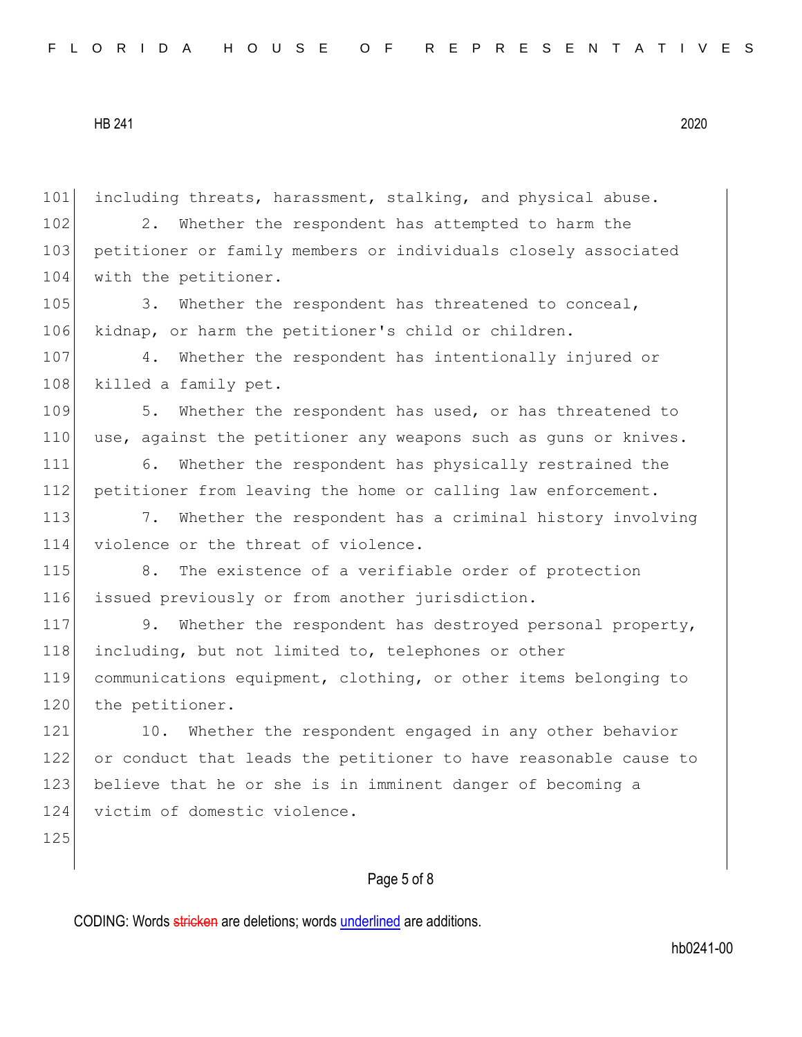including threats, harassment, stalking, and physical abuse.

2. Whether the respondent has attempted to harm the petitioner or family members or individuals closely associated with the petitioner.

3. Whether the respondent has threatened to conceal, kidnap, or harm the petitioner's child or children.

4. Whether the respondent has intentionally injured or killed a family pet.

5. Whether the respondent has used, or has threatened to use, against the petitioner any weapons such as guns or knives.

6. Whether the respondent has physically restrained the petitioner from leaving the home or calling law enforcement.

7. Whether the respondent has a criminal history involving violence or the threat of violence.

8. The existence of a verifiable order of protection issued previously or from another jurisdiction.

9. Whether the respondent has destroyed personal property, including, but not limited to, telephones or other communications equipment, clothing, or other items belonging to the petitioner.

10. Whether the respondent engaged in any other behavior or conduct that leads the petitioner to have reasonable cause to believe that he or she is in imminent danger of becoming a victim of domestic violence.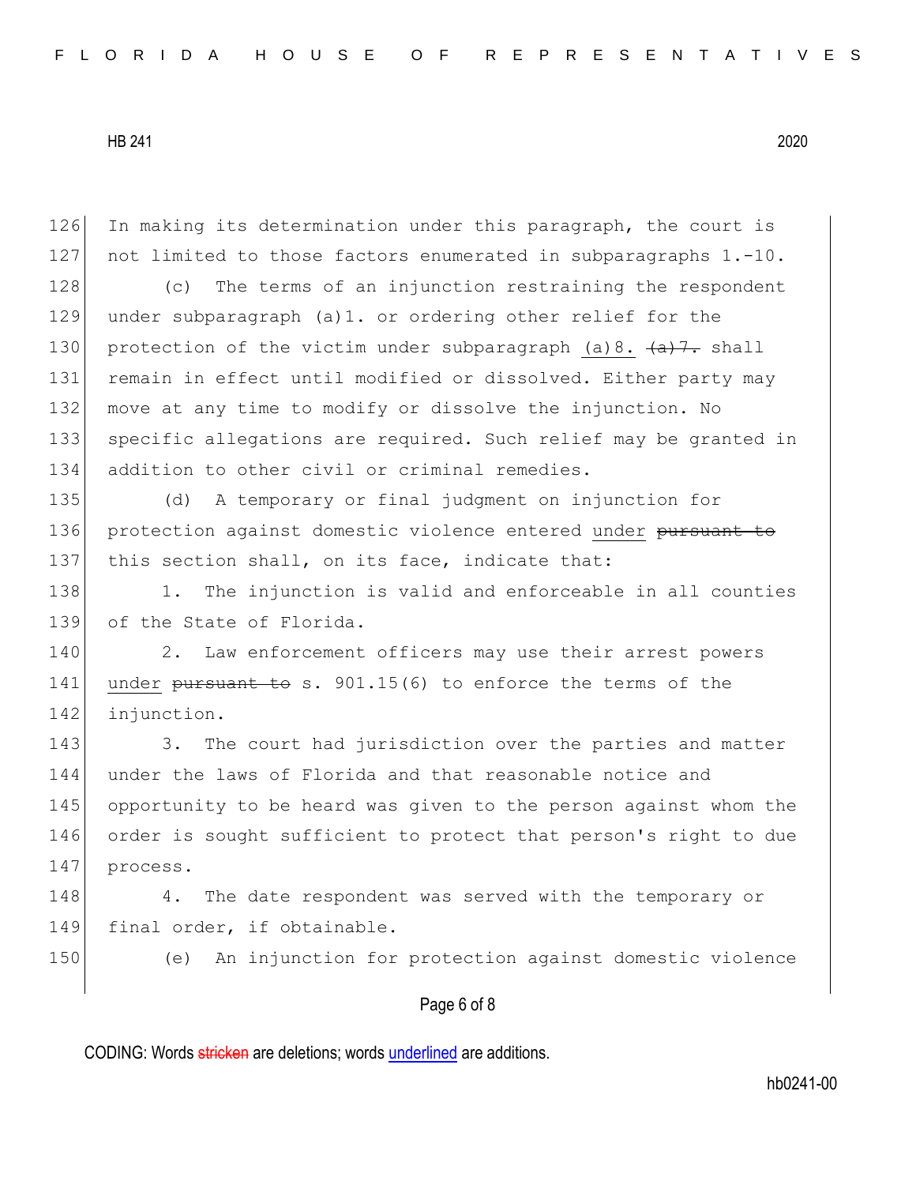In making its determination under this paragraph, the court is not limited to those factors enumerated in subparagraphs 1.-10.

(c) The terms of an injunction restraining the respondent under subparagraph (a)1. or ordering other relief for the protection of the victim under subparagraph <u>(a)8.</u> ~~(a)7.~~ shall remain in effect until modified or dissolved. Either party may move at any time to modify or dissolve the injunction. No specific allegations are required. Such relief may be granted in addition to other civil or criminal remedies.

(d) A temporary or final judgment on injunction for protection against domestic violence entered <u>under</u> ~~pursuant to~~ this section shall, on its face, indicate that:

1. The injunction is valid and enforceable in all counties of the State of Florida.

2. Law enforcement officers may use their arrest powers <u>under</u> ~~pursuant to~~ s. 901.15(6) to enforce the terms of the injunction.

3. The court had jurisdiction over the parties and matter under the laws of Florida and that reasonable notice and opportunity to be heard was given to the person against whom the order is sought sufficient to protect that person's right to due process.

4. The date respondent was served with the temporary or final order, if obtainable.

(e) An injunction for protection against domestic violence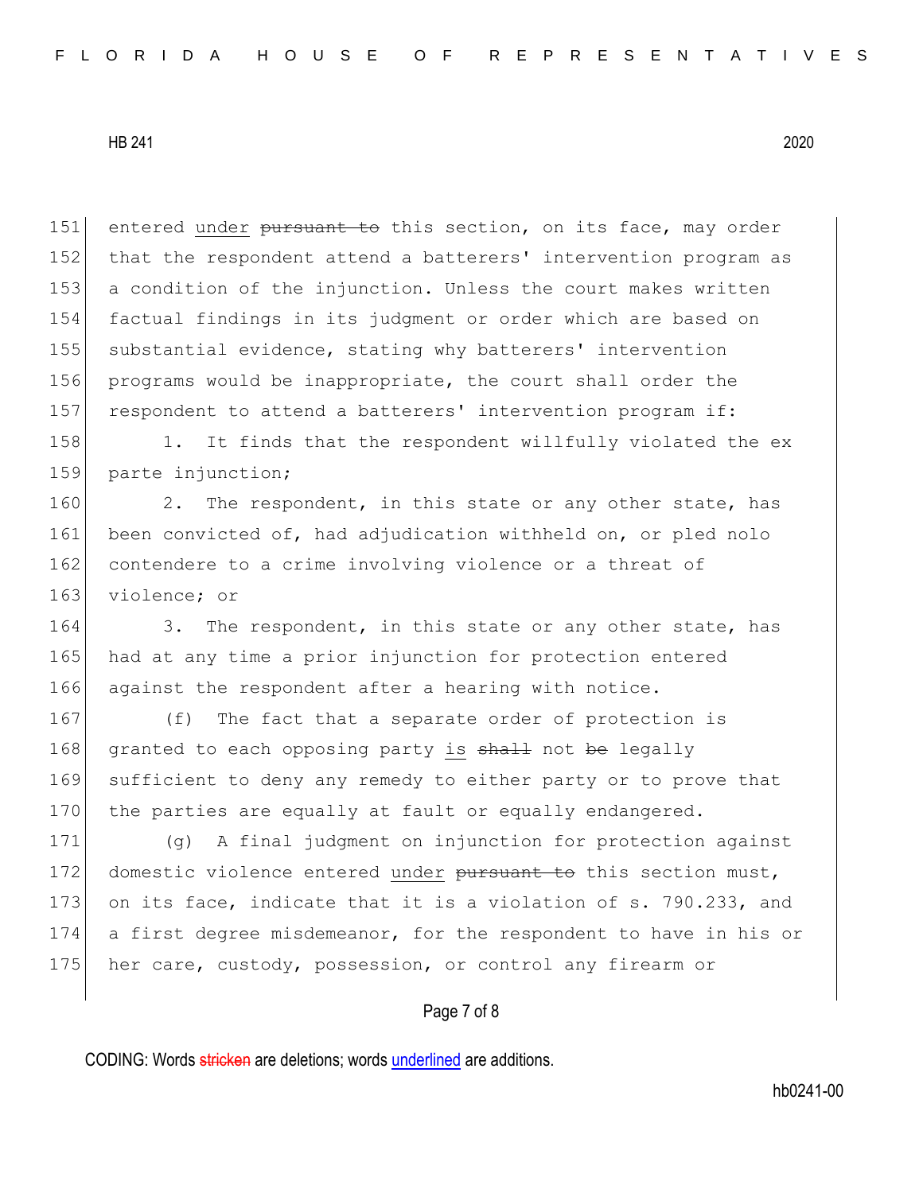151 entered under ~~pursuant to~~ this section, on its face, may order
152 that the respondent attend a batterers' intervention program as
153 a condition of the injunction. Unless the court makes written
154 factual findings in its judgment or order which are based on
155 substantial evidence, stating why batterers' intervention
156 programs would be inappropriate, the court shall order the
157 respondent to attend a batterers' intervention program if:

158 1. It finds that the respondent willfully violated the ex
159 parte injunction;

160 2. The respondent, in this state or any other state, has
161 been convicted of, had adjudication withheld on, or pled nolo
162 contendere to a crime involving violence or a threat of
163 violence; or

164 3. The respondent, in this state or any other state, has
165 had at any time a prior injunction for protection entered
166 against the respondent after a hearing with notice.

167 (f) The fact that a separate order of protection is
168 granted to each opposing party is ~~shall~~ not ~~be~~ legally
169 sufficient to deny any remedy to either party or to prove that
170 the parties are equally at fault or equally endangered.

171 (g) A final judgment on injunction for protection against
172 domestic violence entered under ~~pursuant to~~ this section must,
173 on its face, indicate that it is a violation of s. 790.233, and
174 a first degree misdemeanor, for the respondent to have in his or
175 her care, custody, possession, or control any firearm or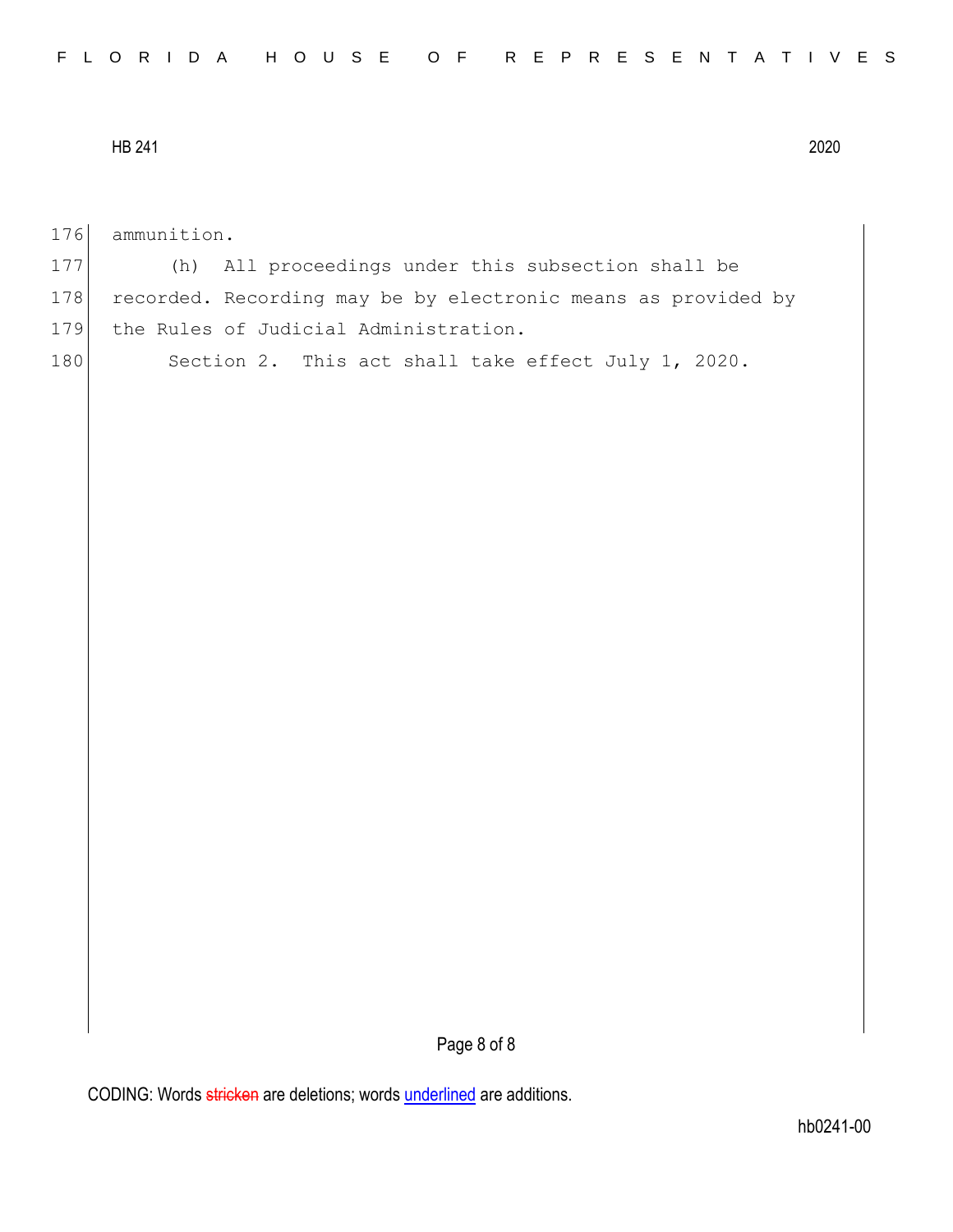ammunition.

(h) All proceedings under this subsection shall be recorded. Recording may be by electronic means as provided by the Rules of Judicial Administration.

Section 2. This act shall take effect July 1, 2020.

CODING: Words stricken are deletions; words underlined are additions.